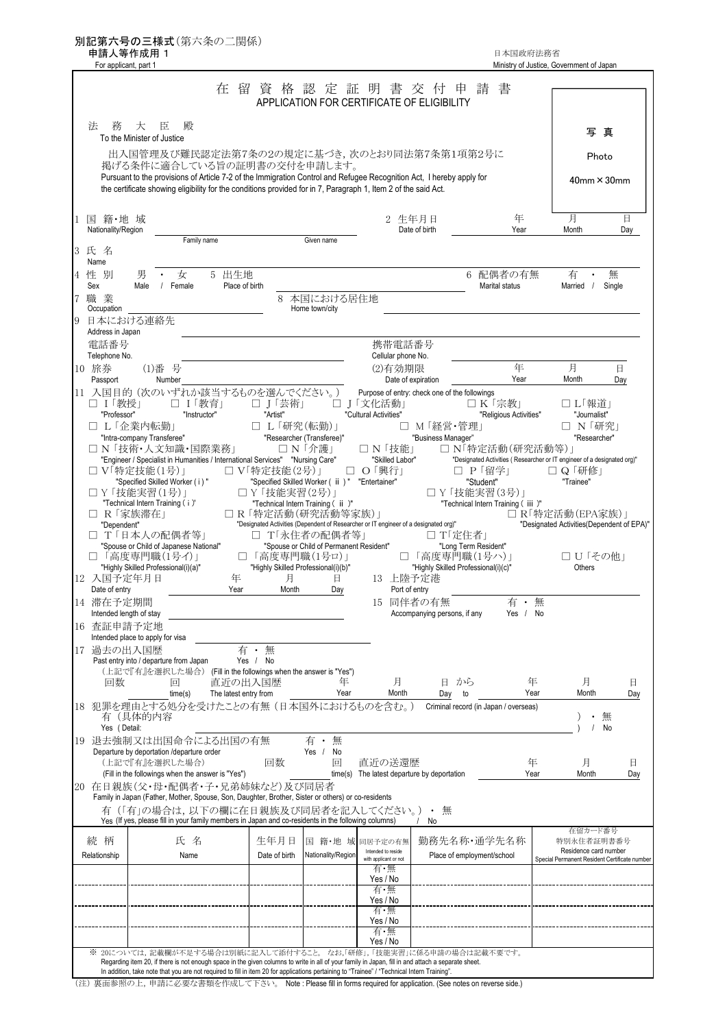別記第六号の三様式（第六条の二関係）
申請人等作成用 1
For applicant, part 1

日本国政府法務省
Ministry of Justice, Government of Japan

# 在留資格認定証明書交付申請書
## APPLICATION FOR CERTIFICATE OF ELIGIBILITY

写真
Photo
40mm × 30mm

法務大臣殿
To the Minister of Justice

出入国管理及び難民認定法第7条の2の規定に基づき，次のとおり同法第7条第1項第2号に掲げる条件に適合している旨の証明書の交付を申請します。
Pursuant to the provisions of Article 7-2 of the Immigration Control and Refugee Recognition Act, I hereby apply for the certificate showing eligibility for the conditions provided for in 7, Paragraph 1, Item 2 of the said Act.

1 国籍・地域 Nationality/Region
2 生年月日 Date of birth　年 Year　月 Month　日 Day

3 氏名 Name　Family name　Given name

4 性別 Sex　男 Male ・ 女 / Female
5 出生地 Place of birth
6 配偶者の有無 Marital status　有 Married ・ 無 / Single

7 職業 Occupation
8 本国における居住地 Home town/city

9 日本における連絡先 Address in Japan
電話番号 Telephone No.
携帯電話番号 Cellular phone No.

10 旅券 Passport　(1)番号 Number
(2)有効期限 Date of expiration　年 Year　月 Month　日 Day

11 入国目的（次のいずれか該当するものを選んでください。） Purpose of entry: check one of the followings

□ I「教授」 "Professor"
□ I「教育」 "Instructor"
□ J「芸術」 "Artist"
□ J「文化活動」 "Cultural Activities"
□ K「宗教」 "Religious Activities"
□ L「報道」 "Journalist"
□ L「企業内転勤」 "Intra-company Transferee"
□ L「研究(転勤)」 "Researcher (Transferee)"
□ M「経営・管理」 "Business Manager"
□ N「研究」 "Researcher"
□ N「技術・人文知識・国際業務」 "Engineer / Specialist in Humanities / International Services"
□ N「介護」 "Nursing Care"
□ N「技能」 "Skilled Labor"
□ N「特定活動(研究活動等)」 "Designated Activities ( Researcher or IT engineer of a designated org)"
□ V「特定技能(1号)」 "Specified Skilled Worker ( i ) "
□ V「特定技能(2号)」 "Specified Skilled Worker ( ii ) "
□ O「興行」 "Entertainer"
□ P「留学」 "Student"
□ Q「研修」 "Trainee"
□ Y「技能実習(1号)」 "Technical Intern Training ( i )"
□ Y「技能実習(2号)」 "Technical Intern Training ( ii )"
□ Y「技能実習(3号)」 "Technical Intern Training ( iii )"
□ R「家族滞在」 "Dependent"
□ R「特定活動(研究活動等家族)」 "Designated Activities (Dependent of Researcher or IT engineer of a designated org)"
□ R「特定活動(EPA家族)」 "Designated Activities(Dependent of EPA)"
□ T「日本人の配偶者等」 "Spouse or Child of Japanese National"
□ T「永住者の配偶者等」 "Spouse or Child of Permanent Resident"
□ T「定住者」 "Long Term Resident"
□「高度専門職(1号イ)」 "Highly Skilled Professional(i)(a)"
□「高度専門職(1号ロ)」 "Highly Skilled Professional(i)(b)"
□「高度専門職(1号ハ)」 "Highly Skilled Professional(i)(c)"
□ U「その他」 Others

12 入国予定年月日 Date of entry　年 Year　月 Month　日 Day
13 上陸予定港 Port of entry

14 滞在予定期間 Intended length of stay
15 同伴者の有無 Accompanying persons, if any　有 Yes ・ 無 / No

16 査証申請予定地 Intended place to apply for visa

17 過去の出入国歴 Past entry into / departure from Japan　有 Yes ・ 無 / No
（上記で『有』を選択した場合） (Fill in the followings when the answer is "Yes")
回数　回 time(s)　直近の出入国歴 The latest entry from　年 Year　月 Month　日 Day　から to　年 Year　月 Month　日 Day

18 犯罪を理由とする処分を受けたことの有無（日本国外におけるものを含む。） Criminal record (in Japan / overseas)
有（具体的内容 Yes ( Detail: 　　）・無 / No

19 退去強制又は出国命令による出国の有無 Departure by deportation /departure order　有 Yes ・ 無 / No
（上記で『有』を選択した場合） (Fill in the followings when the answer is "Yes")　回数　回 time(s)　直近の送還歴 The latest departure by deportation　年 Year　月 Month　日 Day

20 在日親族（父・母・配偶者・子・兄弟姉妹など）及び同居者
Family in Japan (Father, Mother, Spouse, Son, Daughter, Brother, Sister or others) or co-residents
有（「有」の場合は，以下の欄に在日親族及び同居者を記入してください。）・無
Yes (If yes, please fill in your family members in Japan and co-residents in the following columns) / No

| 続柄 Relationship | 氏名 Name | 生年月日 Date of birth | 国籍・地域 Nationality/Region | 同居予定の有無 Intended to reside with applicant or not | 勤務先名称・通学先名称 Place of employment/school | 在留カード番号 特別永住者証明書番号 Residence card number Special Permanent Resident Certificate number |
|---|---|---|---|---|---|---|
| | | | | 有・無 Yes / No | | |
| | | | | 有・無 Yes / No | | |
| | | | | 有・無 Yes / No | | |
| | | | | 有・無 Yes / No | | |

※ 20については，記載欄が不足する場合は別紙に記入して添付すること。 なお，「研修」，「技能実習」に係る申請の場合は記載不要です。
Regarding item 20, if there is not enough space in the given columns to write in all of your family in Japan, fill in and attach a separate sheet.
In addition, take note that you are not required to fill in item 20 for applications pertaining to "Trainee" / "Technical Intern Training".

（注）裏面参照の上，申請に必要な書類を作成して下さい。 Note : Please fill in forms required for application. (See notes on reverse side.)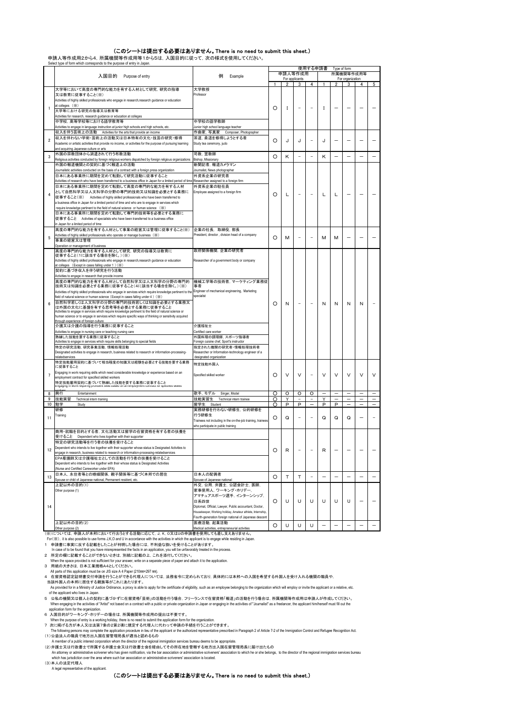## (このシートは提出する必要はありません。There is no need to submit this sheet.)

申請人等作成用2から4，所属機関等作成用1から5は，入国目的に従って，次の様式を使用してください。
Select type of form which corresponds to the purpose of entry in Japan.

| | 入国目的 Purpose of entry | 例 Example | 使用する申請書 Type of form | | | | | | | | |
|---|---|---|---|---|---|---|---|---|---|---|---|
| | | | 申請人等作成用 For applicants | | | | 所属機関等作成用 For organization | | | | |
| | | | 1 | 2 | 3 | 4 | 1 | 2 | 3 | 4 | 5 |
| 1 | 大学等において高度の専門的な能力を有する人材として研究，研究の指導又は教育に従事すること(※)<br>Activities of highly skilled professionals who engage in research,research guidance or education at colleges (※)<br>大学等における研究の指導又は教育等<br>Activities for research, research guidance or education at colleges<br>中学校，高等学校等における語学教育等<br>Activities to engage in language instruction at junior high schools and high schools, etc. | 大学教授<br>Professor<br>中学校の語学教師<br>Junior high school language teacher | ○ | I | － | － | I | － | － | － | － |
| 2 | 収入を伴う芸術上の活動 Activities for the arts that provide an income<br>収入を伴わない学術・芸術上の活動又は日本特有の文化・技芸の研究・修得<br>Academic or artistic activities that provide no income, or activities for the purpose of pursuing learning and acquiring Japanese culture or arts | 作曲家，写真家 Composer, Photographer<br>茶道，柔道を修得しようとする者<br>Study tea ceremony, judo | ○ | J | J | － | J | － | － | － | － |
| 3 | 外国の宗教団体から派遣されて行う布教活動<br>Religious activities conducted by foreign religious workers dispatched by foreign religious organizations | 司教，宣教師<br>Bishop, Missionary | ○ | K | － | － | K | － | － | － | － |
| 4 | 外国の報道機関との契約に基づく報道上の活動<br>Journalistic activities conducted on the basis of a contract with a foreign press organization<br>日本にある事業所に期間を定めて転勤して研究活動に従事すること<br>Activities of research who have been transferred to a business office in Japan for a limited period of time<br>日本にある事業所に期間を定めて転勤して高度の専門的な能力を有する人材として自然科学又は人文科学の分野の専門的技術又は知識を必要とする業務に従事すること(※) Activities of highly skilled professionals who have been transferred to a business office in Japan for a limited period of time and who are to engage in services which require knowledge pertinent to the field of natural science or human science (※)<br>日本にある事業所に期間を定めて転勤して専門的技術等を必要とする業務に従事すること Activities of specialists who have been transferred to a business office in Japan for a limited period of time | 新聞記者，報道カメラマン<br>Journalist, News photographer<br>外資系企業の研究者<br>Researcher assigned to a foreign firm<br>外資系企業の駐在員<br>Employee assigned to a foreign firm | ○ | L | － | － | L | L | － | － | － |
| 5 | 高度の専門的な能力を有する人材として事業の経営又は管理に従事すること(※)<br>Activities of highly skilled professionals who operate or manage business (※)<br>事業の経営又は管理<br>Operation or management of business | 企業の社長，取締役，部長<br>President, director , division head of a company | ○ | M | － | － | M | M | － | － | － |
| 6 | 高度の専門的な能力を有する人材として研究，研究の指導又は教育に従事すること(1に該当する場合を除く。)(※)<br>Activities of highly skilled professionals who engage in research,research guidance or education at colleges (Except in cases falling under 1 ) (※)<br>契約に基づき収入を伴う研究を行う活動<br>Activities to engage in research that provide income<br>高度の専門的な能力を有する人材として自然科学又は人文科学の分野の専門的技術又は知識を必要とする業務に従事すること(4に該当する場合を除く。)(※)<br>Activities of highly skilled professionals who engage in services which require knowledge pertinent to the field of natural science or human science (Except in cases falling under 4 ) (※)<br>自然科学若しくは人文科学の分野の専門的技術若しくは知識を必要とする業務又は外国の文化に基盤を有する思考等を必要とする業務に従事すること<br>Activities to engage in services which require knowledge pertinent to the field of natural science or human science or to engage in services which require specific ways of thinking or sensitivity acquired through experience of foreign culture<br>介護福祉士が介護の指導を行う業務に従事すること<br>Activities to engage in nursing care or teaching nursing care<br>熟練した技能を要する業務に従事すること<br>Activities to engage in services which require skills belonging to special fields<br>特定の研究活動，研究事業活動，情報処理活動<br>Designated activities to engage in research, business related to research or information-processing-relatedservices | 政府関係機関，企業の研究者<br>Researcher of a government body or company<br>機械工学等の技術者，マーケティング業務従事者<br>Engineer of mechanical engineering, Marketing specialist<br>介護福祉士<br>Certified care worker<br>外国料理の調理師，スポーツ指導者<br>Foreign cuisine chef, Sport's instructor<br>指定された機関の研究者・情報処理技術者<br>Researcher or Information-technology engineer of a designated organization | ○ | N | － | － | N | N | N | N | － |
| 7 | 特定技能雇用契約に基づいて相当程度の知識又は経験を必要とする技能を要する業務に従事すること<br>Engaging in work requiring skills which need considerable knowledge or experience based on an employment contract for specified skilled workers<br>特定技能雇用契約に基づいて熟練した技能を要する業務に従事すること<br>Engaging in work requiring proficient skills based on an employment contract for specified skilled workers | 特定技能外国人<br>Specified skilled worker | ○ | V | V | － | V | V | V | V | V |
| 8 | 興行 Entertainment | 歌手，モデル Singer, Model | ○ | O | O | O | － | － | － | － | － |
| 9 | 技能実習 Technical intern training | 技能実習生 Technical intern trainee | ○ | Y | － | － | Y | － | － | － | － |
| 10 | 勉学 Study | 留学生 Student | ○ | P | P | － | P | P | － | － | － |
| 11 | 研修<br>Training | 実務研修を行わない研修生，公的研修を行う研修生<br>Trainees not including in the on-the-job training, trainees who participate in public training | ○ | Q | － | － | Q | Q | Q | － | － |
| 12 | 商用・就職を目的とする者，文化活動又は留学の在留資格を有する者の扶養を受けること Dependent who lives together with their supporter<br>特定の研究活動等を行う者の扶養を受けること<br>Dependent who intends to live together with their supporter whose status is Designated Activities to engage in research, business related to research or information-processing-relatedservices<br>EPA看護師又は介護福祉士としての活動を行う者の扶養を受けること<br>Dependent who intends to live together with their whose status is Designated Activities (Nurse and Certified Careworker under EPA) | | ○ | R | － | － | R | － | － | － | － |
| 13 | 日本人，永住者等との婚姻関係，親子関係等に基づく本邦での居住<br>Spouse or child of Japanese national, Permanent resident, etc. | 日本人の配偶者<br>Spouse of Japanese national | ○ | T | T | － | － | － | － | － | － |
| 14 | 上記以外の目的(1)<br>Other purpose (1) | 外交，公用，弁護士，公認会計士，医師，家事使用人，ワーキング・ホリデー，アマチュアスポーツ選手，インターンシップ，日系四世<br>Diplomat, Official, Lawyer, Public accountant, Doctor, Housekeeper, Working holiday, Amateur athlete, Internship, Fourth-generation foreign national of Japanese descent | ○ | U | U | U | U | U | U | － | － |
| | 上記以外の目的(2)<br>Other purpose (2) | 医療活動，起業活動<br>Medical activities, entrepreneurial activities | ○ | U | U | U | － | － | － | － | － |

(※)については，申請人が本邦において行おうとする活動に応じて，J，K，O又はUの申請書を使用しても差し支えありません。
For(※), it is also possible to use forms J,K,O and U in accordance with the activities in which the applicant is to engage while residing in Japan.

1 申請書に事実に反する記載をしたことが判明した場合には，不利益な扱いを受けることがあります。
In case of to be found that you have misrepresented the facts in an application, you will be unfavorably treated in the process.

2 所定の欄に記載することができないときは，別紙に記載の上，これを添付してください。
When the space provided is not sufficient for your answer, write on a separate piece of paper and attach it to the application.

3 用紙の大きさは，日本工業規格A4としてください。
All parts of this application must be on JIS size A 4 Paper (210㎜×297 ㎜).

4 在留資格認定証明書交付申請を行うことができる代理人については，法務省令に定められており，具体的には本邦への入国を希望する外国人を受け入れる機関の職員や，当該外国人の本邦に居住する親族等がこれにあたります。
As provided for in a Ministry of Justice Ordinance, a proxy is able to apply for the certificate of eligibility, such as an employee belonging to the organization which will employ or invite the applicant or a relative, etc. of the applicant who lives in Japan.

5 公私の機関又は個人との契約に基づかずに在留資格「芸術」の活動を行う場合，フリーランスで在留資格「報道」の活動を行う場合は，所属機関等作成用は申請人が作成してください。
When engaging in the activities of "Artist" not based on a contract with a public or private organization in Japan or engaging in the activities of "Journalist" as a freelancer, the applicant him/herself must fill out the application form for the organization.

6 入国目的がワーキング・ホリデーの場合は，所属機関等作成用の提出は不要です。
When the purpose of entry is a working holiday, there is no need to submit the application form for the organization.

7 次に掲げる方が本人又は法第7条の2第2項に規定する代理人に代わって申請の手続を行うことができます。
The following persons may complete the application procedure in lieu of the applicant or the authorized representative prescribed in Paragraph 2 of Article 7-2 of the Immigration Control and Refugee Recognition Act.

(1)公益法人の職員で地方出入国在留管理局長が適当と認めるもの
A member of a public interest corporation whom the director of the regional immigration services bureau deems to be appropriate.

(2)弁護士又は行政書士で所属する弁護士会又は行政書士会を経由してその所在地を管轄する地方出入国在留管理局長に届け出たもの
An attorney or administrative scrivener who has given notification, via the bar association or administrative scriveners' association to which he or she belongs, to the director of the regional immigration services bureau which has jurisdiction over the area where such bar association or administrative scriveners' association is located.

(3)本人の法定代理人
A legal representative of the applicant.

## (このシートは提出する必要はありません。There is no need to submit this sheet.)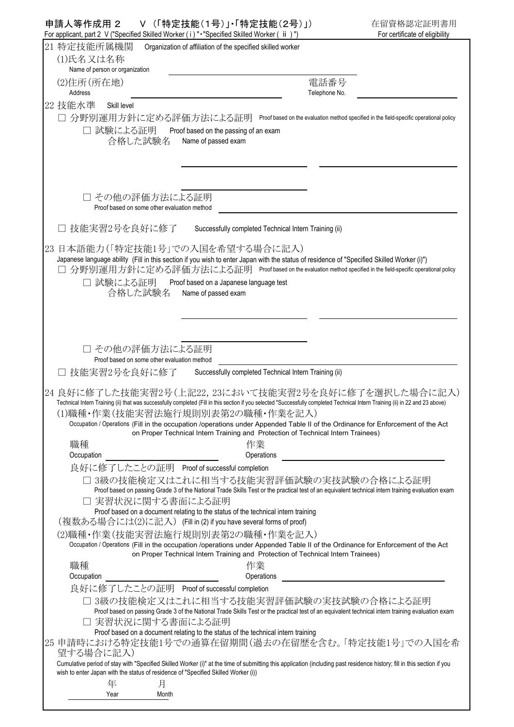**申請人等作成用 2　V （「特定技能(1号)」･「特定技能(2号)」）**
For applicant, part 2 V ("Specified Skilled Worker ( i ) "･"Specified Skilled Worker ( ii ) ")

在留資格認定証明書用
For certificate of eligibility

21 特定技能所属機関　Organization of affiliation of the specified skilled worker

(1)氏名又は名称
Name of person or organization ______________________

(2)住所(所在地)
Address ______________________　電話番号 Telephone No. ______________________

22 技能水準　Skill level

□ 分野別運用方針に定める評価方法による証明　Proof based on the evaluation method specified in the field-specific operational policy

□ 試験による証明　Proof based on the passing of an exam
合格した試験名　Name of passed exam

______________________　______________________

______________________

□ その他の評価方法による証明
Proof based on some other evaluation method ______________________

□ 技能実習2号を良好に修了　Successfully completed Technical Intern Training (ii)

23 日本語能力(「特定技能1号」での入国を希望する場合に記入)
Japanese language ability (Fill in this section if you wish to enter Japan with the status of residence of "Specified Skilled Worker (i)")

□ 分野別運用方針に定める評価方法による証明　Proof based on the evaluation method specified in the field-specific operational policy

□ 試験による証明　Proof based on a Japanese language test
合格した試験名　Name of passed exam

______________________　______________________

______________________

□ その他の評価方法による証明
Proof based on some other evaluation method ______________________

□ 技能実習2号を良好に修了　Successfully completed Technical Intern Training (ii)

24 良好に修了した技能実習2号(上記22, 23において技能実習2号を良好に修了を選択した場合に記入)
Technical Intern Training (ii) that was successfully completed (Fill in this section if you selected "Successfully completed Technical Intern Training (ii) in 22 and 23 above)

(1)職種・作業(技能実習法施行規則別表第2の職種・作業を記入)
Occupation / Operations (Fill in the occupation /operations under Appended Table II of the Ordinance for Enforcement of the Act on Proper Technical Intern Training and Protection of Technical Intern Trainees)

職種 Occupation ______________________　作業 Operations ______________________

良好に修了したことの証明　Proof of successful completion

□ 3級の技能検定又はこれに相当する技能実習評価試験の実技試験の合格による証明
Proof based on passing Grade 3 of the National Trade Skills Test or the practical test of an equivalent technical intern training evaluation exam

□ 実習状況に関する書面による証明
Proof based on a document relating to the status of the technical intern training

(複数ある場合には(2)に記入)　(Fill in (2) if you have several forms of proof)

(2)職種・作業(技能実習法施行規則別表第2の職種・作業を記入)
Occupation / Operations (Fill in the occupation /operations under Appended Table II of the Ordinance for Enforcement of the Act on Proper Technical Intern Training and Protection of Technical Intern Trainees)

職種 Occupation ______________________　作業 Operations ______________________

良好に修了したことの証明　Proof of successful completion

□ 3級の技能検定又はこれに相当する技能実習評価試験の実技試験の合格による証明
Proof based on passing Grade 3 of the National Trade Skills Test or the practical test of an equivalent technical intern training evaluation exam

□ 実習状況に関する書面による証明
Proof based on a document relating to the status of the technical intern training

25 申請時における特定技能1号での通算在留期間(過去の在留歴を含む。「特定技能1号」での入国を希望する場合に記入)
Cumulative period of stay with "Specified Skilled Worker (i)" at the time of submitting this application (including past residence history; fill in this section if you wish to enter Japan with the status of residence of "Specified Skilled Worker (i))

年 Year　月 Month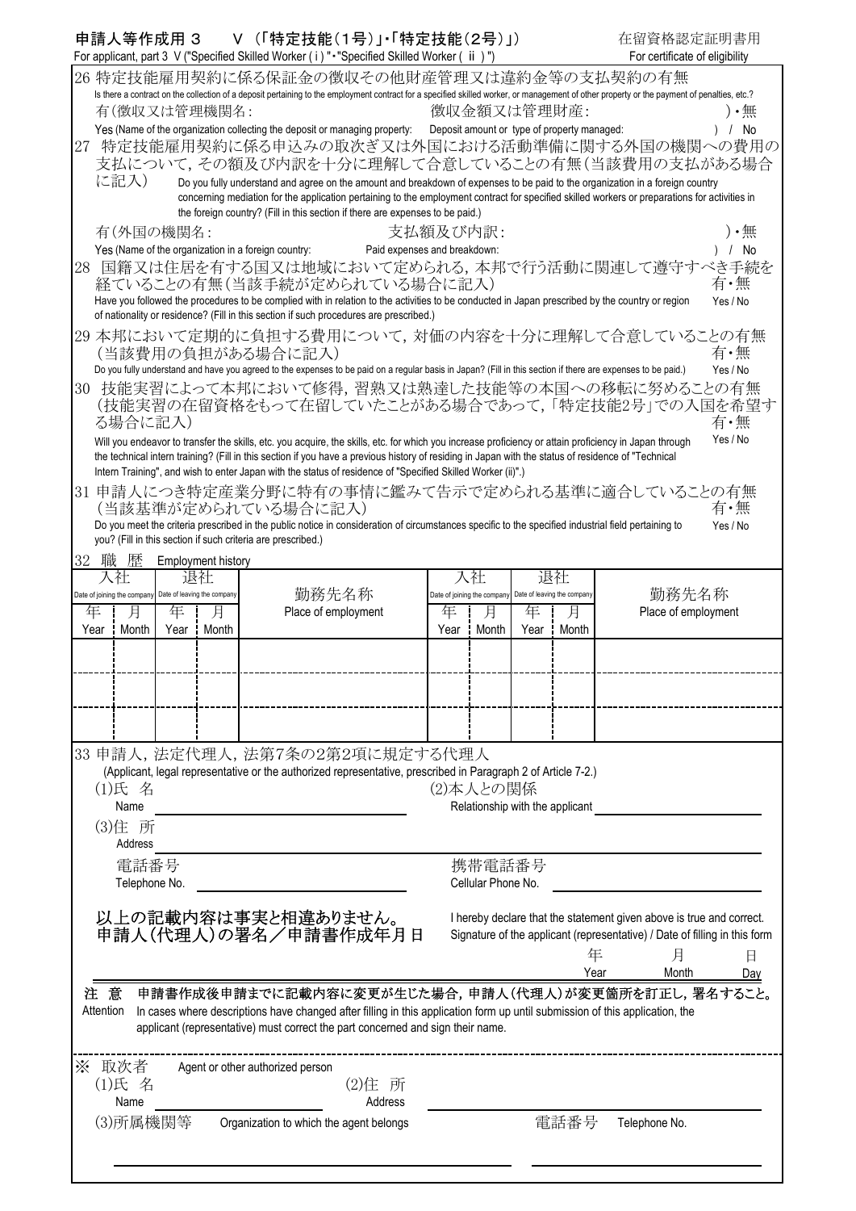申請人等作成用 3　V （「特定技能(1号)」・「特定技能(2号)」）　　　　在留資格認定証明書用
For applicant, part 3 V ("Specified Skilled Worker ( i ) "・"Specified Skilled Worker ( ii ) ")　　　　For certificate of eligibility

26 特定技能雇用契約に係る保証金の徴収その他財産管理又は違約金等の支払契約の有無
Is there a contract on the collection of a deposit pertaining to the employment contract for a specified skilled worker, or management of other property or the payment of penalties, etc.?
有(徴収又は管理機関名:　　　　　　　　　　徴収金額又は管理財産:　　　　　　　　　　)・無
Yes (Name of the organization collecting the deposit or managing property:　Deposit amount or type of property managed:　　　　) / No

27 特定技能雇用契約に係る申込みの取次ぎ又は外国における活動準備に関する外国の機関への費用の支払について，その額及び内訳を十分に理解して合意していることの有無(当該費用の支払がある場合に記入)
Do you fully understand and agree on the amount and breakdown of expenses to be paid to the organization in a foreign country concerning mediation for the application pertaining to the employment contract for specified skilled workers or preparations for activities in the foreign country? (Fill in this section if there are expenses to be paid.)
有(外国の機関名:　　　　　　　　　　支払額及び内訳:　　　　　　　　　　)・無
Yes (Name of the organization in a foreign country:　　Paid expenses and breakdown:　　　　) / No

28 国籍又は住居を有する国又は地域において定められる，本邦で行う活動に関連して遵守すべき手続を経ていることの有無(当該手続が定められている場合に記入)　有・無
Have you followed the procedures to be complied with in relation to the activities to be conducted in Japan prescribed by the country or region of nationality or residence? (Fill in this section if such procedures are prescribed.)　Yes / No

29 本邦において定期的に負担する費用について，対価の内容を十分に理解して合意していることの有無(当該費用の負担がある場合に記入)　有・無
Do you fully understand and have you agreed to the expenses to be paid on a regular basis in Japan? (Fill in this section if there are expenses to be paid.)　Yes / No

30 技能実習によって本邦において修得，習熟又は熟達した技能等の本国への移転に努めることの有無(技能実習の在留資格をもって在留していたことがある場合であって，「特定技能2号」での入国を希望する場合に記入)　有・無
Will you endeavor to transfer the skills, etc. you acquire, the skills, etc. for which you increase proficiency or attain proficiency in Japan through the technical intern training? (Fill in this section if you have a previous history of residing in Japan with the status of residence of "Technical Intern Training", and wish to enter Japan with the status of residence of "Specified Skilled Worker (ii)".)　Yes / No

31 申請人につき特定産業分野に特有の事情に鑑みて告示で定められる基準に適合していることの有無(当該基準が定められている場合に記入)　有・無
Do you meet the criteria prescribed in the public notice in consideration of circumstances specific to the specified industrial field pertaining to you? (Fill in this section if such criteria are prescribed.)　Yes / No

32 職 歴　Employment history

| 入社 Date of joining the company | | 退社 Date of leaving the company | | 勤務先名称 Place of employment | 入社 Date of joining the company | | 退社 Date of leaving the company | | 勤務先名称 Place of employment |
|---|---|---|---|---|---|---|---|---|---|
| 年 Year | 月 Month | 年 Year | 月 Month | | 年 Year | 月 Month | 年 Year | 月 Month | |
| | | | | | | | | | |
| | | | | | | | | | |
| | | | | | | | | | |

33 申請人，法定代理人，法第7条の2第2項に規定する代理人
(Applicant, legal representative or the authorized representative, prescribed in Paragraph 2 of Article 7-2.)

(1)氏 名 Name　　　　　　　　(2)本人との関係 Relationship with the applicant

(3)住 所 Address

電話番号 Telephone No.　　　　　　　　携帯電話番号 Cellular Phone No.

以上の記載内容は事実と相違ありません。　I hereby declare that the statement given above is true and correct.
申請人(代理人)の署名／申請書作成年月日　Signature of the applicant (representative) / Date of filling in this form

年 Year　月 Month　日 Day

注 意 申請書作成後申請までに記載内容に変更が生じた場合，申請人(代理人)が変更箇所を訂正し，署名すること。
Attention　In cases where descriptions have changed after filling in this application form up until submission of this application, the applicant (representative) must correct the part concerned and sign their name.

※ 取次者　Agent or other authorized person

(1)氏 名 Name　　　　　　　　(2)住 所 Address

(3)所属機関等　Organization to which the agent belongs　　　　電話番号 Telephone No.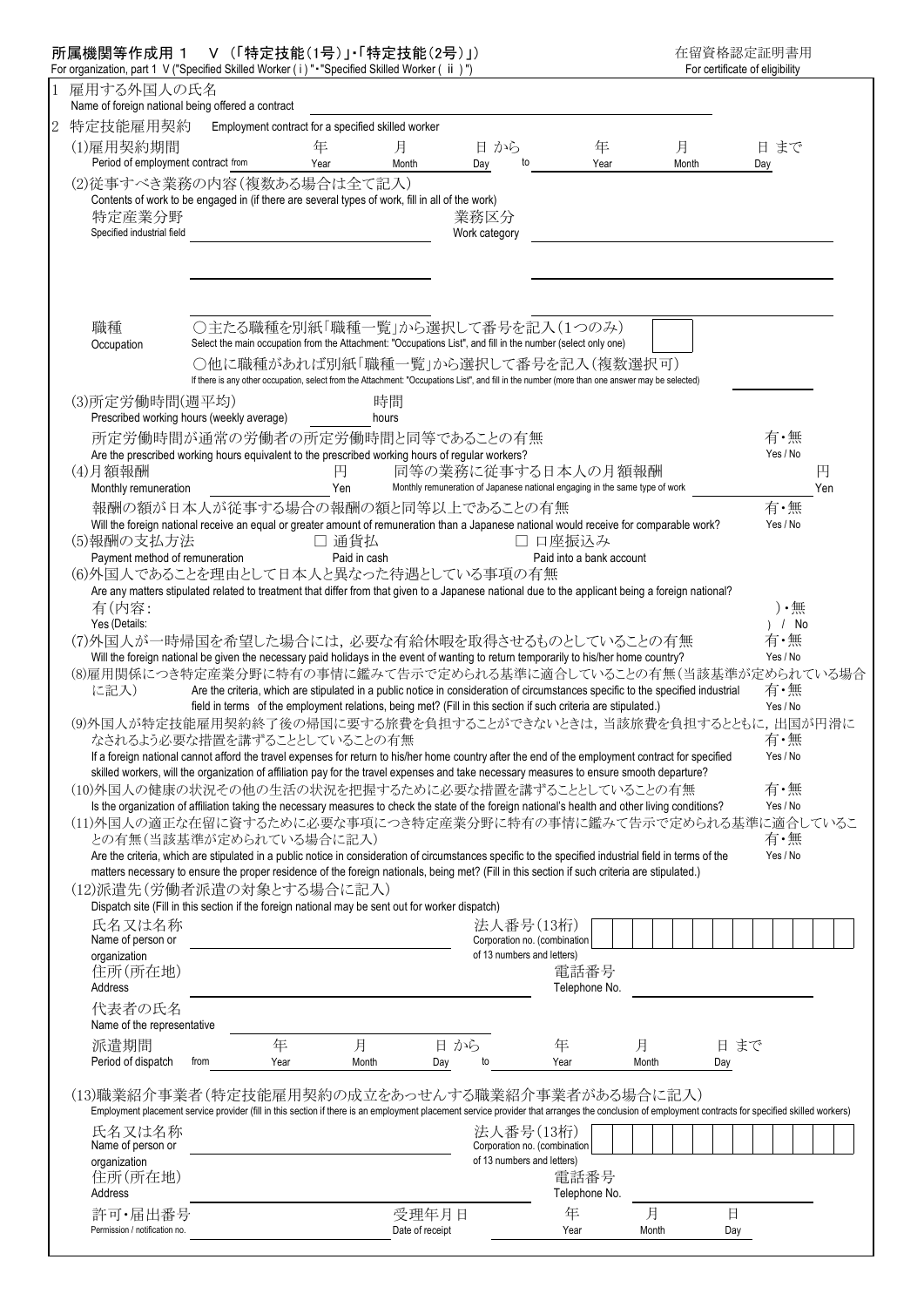# 所属機関等作成用 1　V （「特定技能(1号)」・「特定技能(2号)」）

For organization, part 1 V ("Specified Skilled Worker ( i )"・"Specified Skilled Worker ( ii )")

在留資格認定証明書用
For certificate of eligibility

1 雇用する外国人の氏名
Name of foreign national being offered a contract

2 特定技能雇用契約　Employment contract for a specified skilled worker

(1)雇用契約期間　　年　月　日 から　　年　月　日 まで
Period of employment contract from　Year　Month　Day　to　Year　Month　Day

(2)従事すべき業務の内容(複数ある場合は全て記入)
Contents of work to be engaged in (if there are several types of work, fill in all of the work)

特定産業分野
Specified industrial field

業務区分
Work category

職種
Occupation

○主たる職種を別紙「職種一覧」から選択して番号を記入(1つのみ)
Select the main occupation from the Attachment: "Occupations List", and fill in the number (select only one)

○他に職種があれば別紙「職種一覧」から選択して番号を記入(複数選択可)
If there is any other occupation, select from the Attachment: "Occupations List", and fill in the number (more than one answer may be selected)

(3)所定労働時間(週平均)　　時間
Prescribed working hours (weekly average)　hours

所定労働時間が通常の労働者の所定労働時間と同等であることの有無　有・無
Are the prescribed working hours equivalent to the prescribed working hours of regular workers?　Yes / No

(4)月額報酬　　円　同等の業務に従事する日本人の月額報酬　　円
Monthly remuneration　Yen　Monthly remuneration of Japanese national engaging in the same type of work　Yen

報酬の額が日本人が従事する場合の報酬の額と同等以上であることの有無　有・無
Will the foreign national receive an equal or greater amount of remuneration than a Japanese national would receive for comparable work?　Yes / No

(5)報酬の支払方法　□ 通貨払　□ 口座振込み
Payment method of remuneration　Paid in cash　Paid into a bank account

(6)外国人であることを理由として日本人と異なった待遇としている事項の有無
Are any matters stipulated related to treatment that differ from that given to a Japanese national due to the applicant being a foreign national?

有(内容:　　)・無
Yes (Details:　　) / No

(7)外国人が一時帰国を希望した場合には，必要な有給休暇を取得させるものとしていることの有無　有・無
Will the foreign national be given the necessary paid holidays in the event of wanting to return temporarily to his/her home country?　Yes / No

(8)雇用関係につき特定産業分野に特有の事情に鑑みて告示で定められる基準に適合していることの有無(当該基準が定められている場合に記入)　有・無
Are the criteria, which are stipulated in a public notice in consideration of circumstances specific to the specified industrial field in terms of the employment relations, being met? (Fill in this section if such criteria are stipulated.)　Yes / No

(9)外国人が特定技能雇用契約終了後の帰国に要する旅費を負担することができないときは，当該旅費を負担するとともに，出国が円滑になされるよう必要な措置を講ずることとしていることの有無　有・無
If a foreign national cannot afford the travel expenses for return to his/her home country after the end of the employment contract for specified skilled workers, will the organization of affiliation pay for the travel expenses and take necessary measures to ensure smooth departure?　Yes / No

(10)外国人の健康の状況その他の生活の状況を把握するために必要な措置を講ずることとしていることの有無　有・無
Is the organization of affiliation taking the necessary measures to check the state of the foreign national's health and other living conditions?　Yes / No

(11)外国人の適正な在留に資するために必要な事項につき特定産業分野に特有の事情に鑑みて告示で定められる基準に適合していることの有無(当該基準が定められている場合に記入)　有・無
Are the criteria, which are stipulated in a public notice in consideration of circumstances specific to the specified industrial field in terms of the matters necessary to ensure the proper residence of the foreign nationals, being met? (Fill in this section if such criteria are stipulated.)　Yes / No

(12)派遣先(労働者派遣の対象とする場合に記入)
Dispatch site (Fill in this section if the foreign national may be sent out for worker dispatch)

氏名又は名称
Name of person or organization

法人番号(13桁)
Corporation no. (combination of 13 numbers and letters)

住所(所在地)
Address

電話番号
Telephone No.

代表者の氏名
Name of the representative

派遣期間　　年　月　日 から　　年　月　日 まで
Period of dispatch　from　Year　Month　Day　to　Year　Month　Day

(13)職業紹介事業者(特定技能雇用契約の成立をあっせんする職業紹介事業者がある場合に記入)
Employment placement service provider (fill in this section if there is an employment placement service provider that arranges the conclusion of employment contracts for specified skilled workers)

氏名又は名称
Name of person or organization

法人番号(13桁)
Corporation no. (combination of 13 numbers and letters)

住所(所在地)
Address

電話番号
Telephone No.

許可・届出番号
Permission / notification no.

受理年月日　　年　月　日
Date of receipt　Year　Month　Day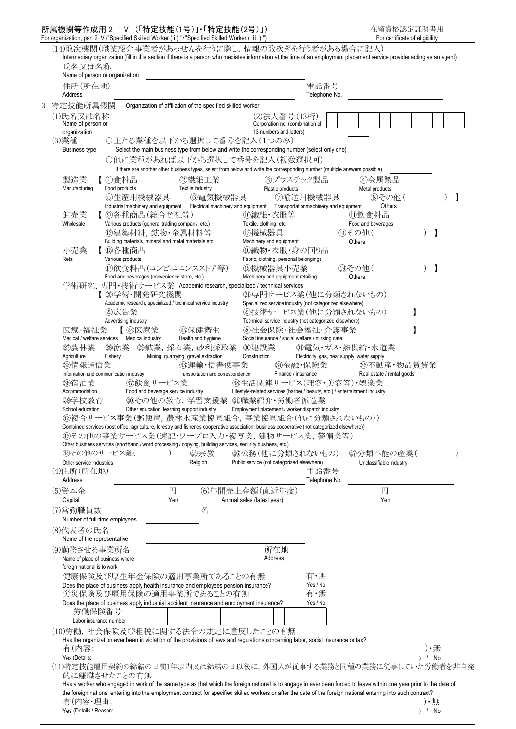所属機関等作成用 2　V （「特定技能(1号)」・「特定技能(2号)」）
For organization, part 2 V ("Specified Skilled Worker (ⅰ)"・"Specified Skilled Worker (ⅱ)")

在留資格認定証明書用
For certificate of eligibility

(14)取次機関(職業紹介事業者があっせんを行うに際し，情報の取次ぎを行う者がある場合に記入)
Intermediary organization (fill in this section if there is a person who mediates information at the time of an employment placement service provider acting as an agent)

氏名又は名称
Name of person or organization ＿＿＿＿＿＿＿＿＿＿＿＿＿＿＿＿

住所(所在地)
Address ＿＿＿＿＿＿＿＿＿＿＿＿＿＿＿＿　電話番号 Telephone No. ＿＿＿＿＿＿＿＿

3　特定技能所属機関　Organization of affiliation of the specified skilled worker

(1)氏名又は名称
Name of person or organization ＿＿＿＿＿＿＿＿＿＿＿＿＿＿＿＿

(2)法人番号(13桁)
Corporation no. (combination of 13 numbers and letters)

| | | | | | | | | | | | | |
|---|---|---|---|---|---|---|---|---|---|---|---|---|

(3)業種
Business type

○主たる業種を以下から選択して番号を記入(1つのみ)
Select the main business type from below and write the corresponding number (select only one) ＿＿＿＿

○他に業種があれば以下から選択して番号を記入(複数選択可)
If there are another other business types, select from below and write the corresponding number (multiple answers possible) ＿＿＿＿

製造業 Manufacturing 【 ①食料品 Food products　②繊維工業 Textile industry　③プラスチック製品 Plastic products　④金属製品 Metal products　⑤生産用機械器具 Industrial machinery and equipment　⑥電気機械器具 Electrical machinery and equipment　⑦輸送用機械器具 Transportationmachinery and equipment　⑧その他( 　) Others 】

卸売業 Wholesale 【 ⑨各種商品(総合商社等) Various products (general trading company, etc.)　⑩繊維・衣服等 Textile, clothing, etc.　⑪飲食料品 Food and beverages　⑫建築材料，鉱物・金属材料等 Building materials, mineral and metal materials etc.　⑬機械器具 Machinery and equipment　⑭その他( 　) Others 】

小売業 Retail 【 ⑮各種商品 Various products　⑯織物・衣服・身の回り品 Fabric, clothing, personal belongings　⑰飲食料品(コンビニエンスストア等) Food and beverages (convenience store, etc.)　⑱機械器具小売業 Machinery and equipment retailing　⑲その他( 　) Others 】

学術研究，専門・技術サービス業 Academic research, specialized / technical services
【 ⑳学術・開発研究機関 Academic research, specialized / technical service industry　㉑専門サービス業(他に分類されないもの) Specialized service industry (not categorized elsewhere)　㉒広告業 Advertising industry　㉓技術サービス業(他に分類されないもの) Technical service industry (not categorized elsewhere) 】

医療・福祉業 Medical / welfare services 【 ㉔医療業 Medical industry　㉕保健衛生 Health and hygiene　㉖社会保険・社会福祉・介護事業 Social insurance / social welfare / nursing care 】

㉗農林業 Agriculture　㉘漁業 Fishery　㉙鉱業，採石業，砂利採取業 Mining, quarrying, gravel extraction　㉚建設業 Construction　㉛電気・ガス・熱供給・水道業 Electricity, gas, heat supply, water supply

㉜情報通信業 Information and communication industry　㉝運輸・信書便事業 Transportation and correspondence　㉞金融・保険業 Finance / insurance　㉟不動産・物品賃貸業 Real estate / rental goods

㊱宿泊業 Accommodation　㊲飲食サービス業 Food and beverage service industry　㊳生活関連サービス(理容・美容等)・娯楽業 Lifestyle-related services (barber / beauty, etc.) / entertainment industry

㊴学校教育 School education　㊵その他の教育，学習支援業 Other education, learning support industry　㊶職業紹介・労働者派遣業 Employment placement / worker dispatch industry

㊷複合サービス事業(郵便局，農林水産業協同組合，事業協同組合(他に分類されないもの))
Combined services (post office, agriculture, forestry and fisheries cooperative association, business cooperative (not categorized elsewhere))

㊸その他の事業サービス業(速記・ワープロ入力・複写業，建物サービス業，警備業等)
Other business services (shorthand / word processing / copying, building services, security business, etc.)

㊹その他のサービス業( 　) Other service industries　㊺宗教 Religion　㊻公務(他に分類されないもの) Public service (not categorized elsewhere)　㊼分類不能の産業( 　) Unclassifiable industry

(4)住所(所在地)
Address ＿＿＿＿＿＿＿＿＿＿＿＿＿＿＿＿　電話番号 Telephone No. ＿＿＿＿＿＿＿＿

(5)資本金 Capital ＿＿＿＿＿＿ 円 Yen　(6)年間売上金額(直近年度) Annual sales (latest year) ＿＿＿＿＿＿ 円 Yen

(7)常勤職員数 Number of full-time employees ＿＿＿＿ 名

(8)代表者の氏名
Name of the representative ＿＿＿＿＿＿＿＿＿＿＿＿＿＿＿＿

(9)勤務させる事業所名
Name of place of business where foreign national is to work ＿＿＿＿＿＿＿＿　所在地 Address ＿＿＿＿＿＿＿＿

健康保険及び厚生年金保険の適用事業所であることの有無　有・無
Does the place of business apply health insurance and employees pension insurance?　Yes / No

労災保険及び雇用保険の適用事業所であることの有無　有・無
Does the place of business apply industrial accident insurance and employment insurance?　Yes / No

労働保険番号
Labor insurance number

| | | | | | | | | | | | | | |
|---|---|---|---|---|---|---|---|---|---|---|---|---|---|

(10)労働，社会保険及び租税に関する法令の規定に違反したことの有無
Has the organization ever been in violation of the provisions of laws and regulations concerning labor, social insurance or tax?

有(内容: 　)・無
Yes (Details: 　) / No

(11)特定技能雇用契約の締結の日前1年以内又は締結の日以後に，外国人が従事する業務と同種の業務に従事していた労働者を非自発的に離職させたことの有無
Has a worker who engaged in work of the same type as that which the foreign national is to engage in ever been forced to leave within one year prior to the date of the foreign national entering into the employment contract for specified skilled workers or after the date of the foreign national entering into such contract?

有(内容・理由: 　)・無
Yes (Details / Reason: 　) / No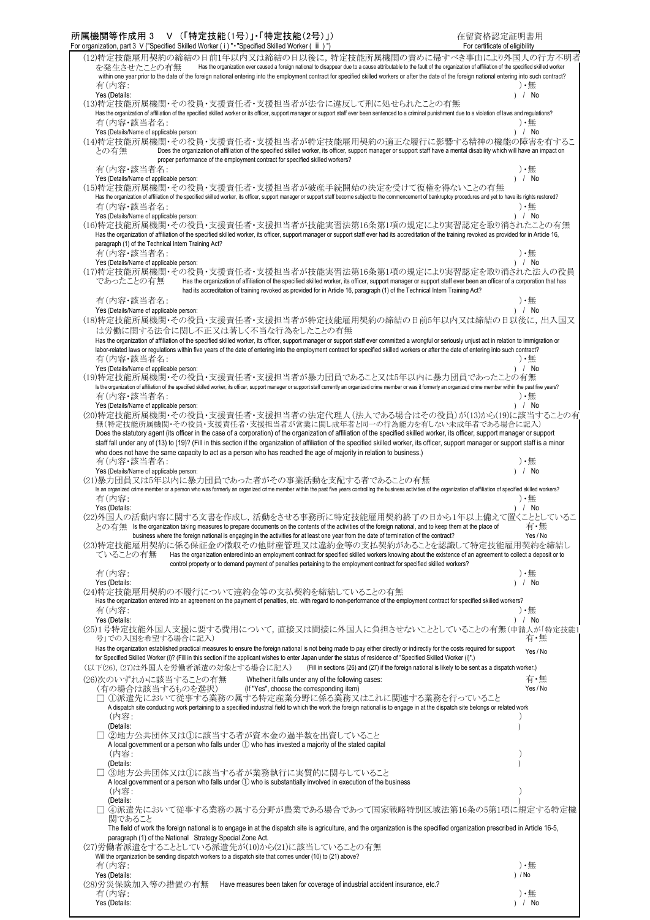**所属機関等作成用 3　V（「特定技能(1号)」・「特定技能(2号)」）**
For organization, part 3 V ("Specified Skilled Worker (i)"・"Specified Skilled Worker (ii)")

在留資格認定証明書用
For certificate of eligibility

(12)特定技能雇用契約の締結の日前1年以内又は締結の日以後に，特定技能所属機関の責めに帰すべき事由により外国人の行方不明者を発生させたことの有無　Has the organization ever caused a foreign national to disappear due to a cause attributable to the fault of the organization of affiliation of the specified skilled worker within one year prior to the date of the foreign national entering into the employment contract for specified skilled workers or after the date of the foreign national entering into such contract?
有(内容：　　　　　　　　　　　　　　　　　　　　　)・無
Yes (Details:　　　　　　　　　　　　　　　　　　　　) / No

(13)特定技能所属機関・その役員・支援責任者・支援担当者が法令に違反して刑に処せられたことの有無
Has the organization of affiliation of the specified skilled worker or its officer, support manager or support staff ever been sentenced to a criminal punishment due to a violation of laws and regulations?
有(内容・該当者名：　　　　　　　　　　　　　　　　)・無
Yes (Details/Name of applicable person:　　　　　　　　) / No

(14)特定技能所属機関・その役員・支援責任者・支援担当者が特定技能雇用契約の適正な履行に影響する精神の機能の障害を有することの有無　Does the organization of affiliation of the specified skilled worker, its officer, support manager or support staff have a mental disability which will have an impact on proper performance of the employment contract for specified skilled workers?
有(内容・該当者名：　　　　　　　　　　　　　　　　)・無
Yes (Details/Name of applicable person:　　　　　　　　) / No

(15)特定技能所属機関・その役員・支援責任者・支援担当者が破産手続開始の決定を受けて復権を得ないことの有無
Has the organization of affiliation of the specified skilled worker, its officer, support manager or support staff become subject to the commencement of bankruptcy procedures and yet to have its rights restored?
有(内容・該当者名：　　　　　　　　　　　　　　　　)・無
Yes (Details/Name of applicable person:　　　　　　　　) / No

(16)特定技能所属機関・その役員・支援責任者・支援担当者が技能実習法第16条第1項の規定により実習認定を取り消されたことの有無
Has the organization of affiliation of the specified skilled worker, its officer, support manager or support staff ever had its accreditation of the training revoked as provided for in Article 16, paragraph (1) of the Technical Intern Training Act?
有(内容・該当者名：　　　　　　　　　　　　　　　　)・無
Yes (Details/Name of applicable person:　　　　　　　　) / No

(17)特定技能所属機関・その役員・支援責任者・支援担当者が技能実習法第16条第1項の規定により実習認定を取り消された法人の役員であったことの有無　Has the organization of affiliation of the specified skilled worker, its officer, support manager or support staff ever been an officer of a corporation that has had its accreditation of training revoked as provided for in Article 16, paragraph (1) of the Technical Intern Training Act?
有(内容・該当者名：　　　　　　　　　　　　　　　　)・無
Yes (Details/Name of applicable person:　　　　　　　　) / No

(18)特定技能所属機関・その役員・支援責任者・支援担当者が特定技能雇用契約の締結の日前5年以内又は締結の日以後に，出入国又は労働に関する法令に関し不正又は著しく不当な行為をしたことの有無
Has the organization of affiliation of the specified skilled worker, its officer, support manager or support staff ever committed a wrongful or seriously unjust act in relation to immigration or labor-related laws or regulations within five years of the date of entering into the employment contract for specified skilled workers or after the date of entering into such contract?
有(内容・該当者名：　　　　　　　　　　　　　　　　)・無
Yes (Details/Name of applicable person:　　　　　　　　) / No

(19)特定技能所属機関・その役員・支援責任者・支援担当者が暴力団員であること又は5年以内に暴力団員であったことの有無
Is the organization of affiliation of the specified skilled worker, its officer, support manager or support staff currently an organized crime member or was it formerly an organized crime member within the past five years?
有(内容・該当者名：　　　　　　　　　　　　　　　　)・無
Yes (Details/Name of applicable person:　　　　　　　　) / No

(20)特定技能所属機関・その役員・支援責任者・支援担当者の法定代理人(法人である場合はその役員)が(13)から(19)に該当することの有無(特定技能所属機関・その役員・支援責任者・支援担当者が営業に関し成年者と同一の行為能力を有しない未成年者である場合に記入)
Does the statutory agent (its officer in the case of a corporation) of the organization of affiliation of the specified skilled worker, its officer, support manager or support staff fall under any of (13) to (19)? (Fill in this section if the organization of affiliation of the specified skilled worker, its officer, support manager or support staff is a minor who does not have the same capacity to act as a person who has reached the age of majority in relation to business.)
有(内容・該当者名：　　　　　　　　　　　　　　　　)・無
Yes (Details/Name of applicable person:　　　　　　　　) / No

(21)暴力団員又は5年以内に暴力団員であった者がその事業活動を支配する者であることの有無
Is an organized crime member or a person who was formerly an organized crime member within the past five years controlling the business activities of the organization of affiliation of specified skilled workers?
有(内容：　　　　　　　　　　　　　　　　　　　　　)・無
Yes (Details:　　　　　　　　　　　　　　　　　　　　) / No

(22)外国人の活動内容に関する文書を作成し，活動をさせる事務所に特定技能雇用契約終了の日から1年以上備えて置くこととしていることの有無　Is the organization taking measures to prepare documents on the contents of the activities of the foreign national, and to keep them at the place of business where the foreign national is engaging in the activities for at least one year from the date of termination of the contract?
有・無
Yes / No

(23)特定技能雇用契約に係る保証金の徴収その他財産管理又は違約金等の支払契約があることを認識して特定技能雇用契約を締結していることの有無　Has the organization entered into an employment contract for specified skilled workers knowing about the existence of an agreement to collect a deposit or to control property or to demand payment of penalties pertaining to the employment contract for specified skilled workers?
有(内容：　　　　　　　　　　　　　　　　　　　　　)・無
Yes (Details:　　　　　　　　　　　　　　　　　　　　) / No

(24)特定技能雇用契約の不履行について違約金等の支払契約を締結していることの有無
Has the organization entered into an agreement on the payment of penalties, etc. with regard to non-performance of the employment contract for specified skilled workers?
有(内容：　　　　　　　　　　　　　　　　　　　　　)・無
Yes (Details:　　　　　　　　　　　　　　　　　　　　) / No

(25)1号特定技能外国人支援に要する費用について，直接又は間接に外国人に負担させないこととしていることの有無(申請人が「特定技能1号」での入国を希望する場合に記入)
Has the organization established practical measures to ensure the foreign national is not being made to pay either directly or indirectly for the costs required for support for Specified Skilled Worker (i)? (Fill in this section if the applicant wishes to enter Japan under the status of residence of "Specified Skilled Worker (i)".)
有・無
Yes / No

(以下(26)，(27)は外国人を労働者派遣の対象とする場合に記入)　(Fill in sections (26) and (27) if the foreign national is likely to be sent as a dispatch worker.)

(26)次のいずれかに該当することの有無　Whether it falls under any of the following cases:
(有の場合は該当するものを選択)　(If "Yes", choose the corresponding item)
有・無
Yes / No

□ ①派遣先において従事する業務の属する特定産業分野に係る業務又はこれに関連する業務を行っていること
A dispatch site conducting work pertaining to a specified industrial field to which the work the foreign national is to engage in at the dispatch site belongs or related work
(内容：　　　　　　　　　　　　　　　　　　　　　　)
(Details:　　　　　　　　　　　　　　　　　　　　　)

□ ②地方公共団体又は①に該当する者が資本金の過半数を出資していること
A local government or a person who falls under ① who has invested a majority of the stated capital
(内容：　　　　　　　　　　　　　　　　　　　　　　)
(Details:　　　　　　　　　　　　　　　　　　　　　)

□ ③地方公共団体又は①に該当する者が業務執行に実質的に関与していること
A local government or a person who falls under ① who is substantially involved in execution of the business
(内容：　　　　　　　　　　　　　　　　　　　　　　)
(Details:　　　　　　　　　　　　　　　　　　　　　)

□ ④派遣先において従事する業務の属する分野が農業である場合であって国家戦略特別区域法第16条の5第1項に規定する特定機関であること
The field of work the foreign national is to engage in at the dispatch site is agriculture, and the organization is the specified organization prescribed in Article 16-5, paragraph (1) of the National Strategy Special Zone Act.

(27)労働者派遣をすることとしている派遣先が(10)から(21)に該当していることの有無
Will the organization be sending dispatch workers to a dispatch site that comes under (10) to (21) above?
有(内容：　　　　　　　　　　　　　　　　　　　　　)・無
Yes (Details:　　　　　　　　　　　　　　　　　　　　) / No

(28)労災保険加入等の措置の有無　Have measures been taken for coverage of industrial accident insurance, etc.?
有(内容：　　　　　　　　　　　　　　　　　　　　　)・無
Yes (Details:　　　　　　　　　　　　　　　　　　　　) / No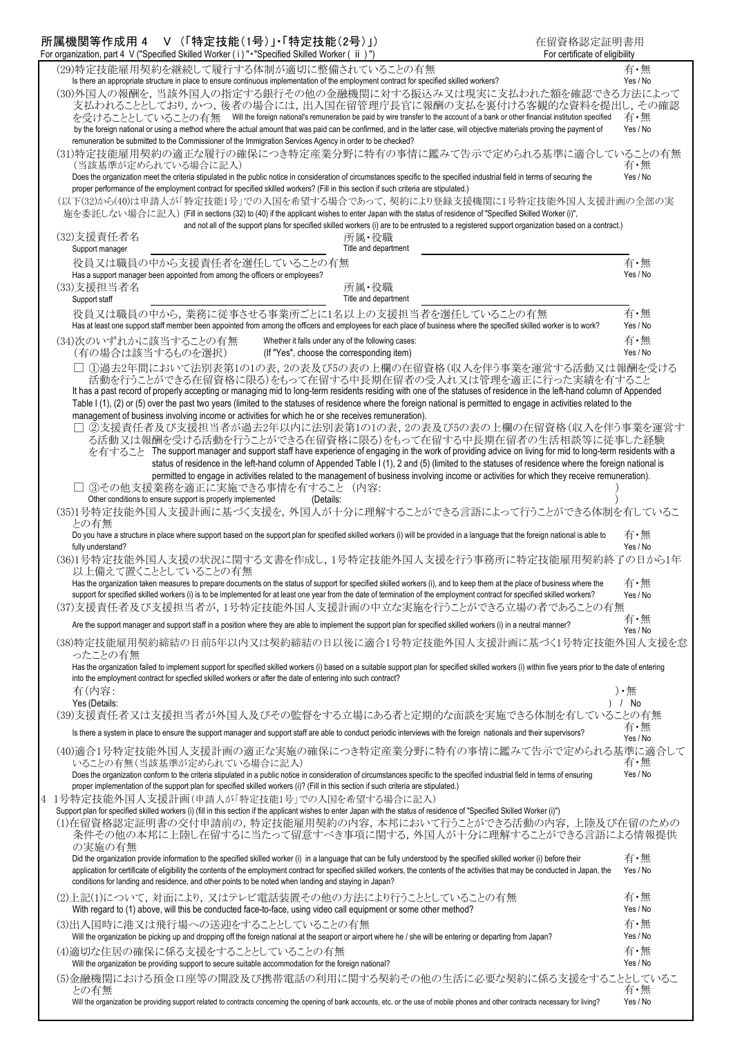# 所属機関等作成用 4　V（「特定技能(1号)」・「特定技能(2号)」）

For organization, part 4 V ("Specified Skilled Worker (ⅰ)"・"Specified Skilled Worker (ⅱ)")

在留資格認定証明書用
For certificate of eligibility

(29)特定技能雇用契約を継続して履行する体制が適切に整備されていることの有無　有・無
Is there an appropriate structure in place to ensure continuous implementation of the employment contract for specified skilled workers?　Yes / No

(30)外国人の報酬を，当該外国人の指定する銀行その他の金融機関に対する振込み又は現実に支払われた額を確認できる方法によって支払われることとしており，かつ，後者の場合には，出入国在留管理庁長官に報酬の支払を裏付ける客観的な資料を提出し，その確認を受けることとしていることの有無　有・無
Will the foreign national's remuneration be paid by wire transfer to the account of a bank or other financial institution specified by the foreign national or using a method where the actual amount that was paid can be confirmed, and in the latter case, will objective materials proving the payment of remuneration be submitted to the Commissioner of the Immigration Services Agency in order to be checked?　Yes / No

(31)特定技能雇用契約の適正な履行の確保につき特定産業分野に特有の事情に鑑みて告示で定められる基準に適合していることの有無（当該基準が定められている場合に記入）　有・無
Does the organization meet the criteria stipulated in the public notice in consideration of circumstances specific to the specified industrial field in terms of securing the proper performance of the employment contract for specified skilled workers? (Fill in this section if such criteria are stipulated.)　Yes / No

(以下(32)から(40)は申請人が「特定技能1号」での入国を希望する場合であって，契約により登録支援機関に1号特定技能外国人支援計画の全部の実施を委託しない場合に記入) (Fill in sections (32) to (40) if the applicant wishes to enter Japan with the status of residence of "Specified Skilled Worker (i)", and not all of the support plans for specified skilled workers (i) are to be entrusted to a registered support organization based on a contract.)

(32)支援責任者名　＿＿＿＿＿＿＿＿　所属・役職　＿＿＿＿＿＿＿＿
Support manager　Title and department

役員又は職員の中から支援責任者を選任していることの有無　有・無
Has a support manager been appointed from among the officers or employees?　Yes / No

(33)支援担当者名　＿＿＿＿＿＿＿＿　所属・役職　＿＿＿＿＿＿＿＿
Support staff　Title and department

役員又は職員の中から，業務に従事させる事業所ごとに1名以上の支援担当者を選任していることの有無　有・無
Has at least one support staff member been appointed from among the officers and employees for each place of business where the specified skilled worker is to work?　Yes / No

(34)次のいずれかに該当することの有無　Whether it falls under any of the following cases:　有・無
(有の場合は該当するものを選択)　(If "Yes", choose the corresponding item)　Yes / No

□ ①過去2年間において法別表第1の1の表，2の表及び5の表の上欄の在留資格(収入を伴う事業を運営する活動又は報酬を受ける活動を行うことができる在留資格に限る)をもって在留する中長期在留者の受入れ又は管理を適正に行った実績を有すること
It has a past record of properly accepting or managing mid to long-term residents residing with one of the statuses of residence in the left-hand column of Appended Table I (1), (2) or (5) over the past two years (limited to the statuses of residence where the foreign national is permitted to engage in activities related to the management of business involving income or activities for which he or she receives remuneration).

□ ②支援責任者及び支援担当者が過去2年以内に法別表第1の1の表，2の表及び5の表の上欄の在留資格(収入を伴う事業を運営する活動又は報酬を受ける活動を行うことができる在留資格に限る)をもって在留する中長期在留者の生活相談等に従事した経験を有すること　The support manager and support staff have experience of engaging in the work of providing advice on living for mid to long-term residents with a status of residence in the left-hand column of Appended Table I (1), 2 and (5) (limited to the statuses of residence where the foreign national is permitted to engage in activities related to the management of business involving income or activities for which they receive remuneration).

□ ③その他支援業務を適正に実施できる事情を有すること（内容:　　　　）
Other conditions to ensure support is properly implemented　(Details:　　　　)

(35)1号特定技能外国人支援計画に基づく支援を，外国人が十分に理解することができる言語によって行うことができる体制を有していることの有無　有・無
Do you have a structure in place where support based on the support plan for specified skilled workers (i) will be provided in a language that the foreign national is able to fully understand?　Yes / No

(36)1号特定技能外国人支援の状況に関する文書を作成し，1号特定技能外国人支援を行う事務所に特定技能雇用契約終了の日から1年以上備えて置くこととしていることの有無　有・無
Has the organization taken measures to prepare documents on the status of support for specified skilled workers (i), and to keep them at the place of business where the support for specified skilled workers (i) is to be implemented for at least one year from the date of termination of the employment contract for specified skilled workers?　Yes / No

(37)支援責任者及び支援担当者が，1号特定技能外国人支援計画の中立な実施を行うことができる立場の者であることの有無　有・無
Are the support manager and support staff in a position where they are able to implement the support plan for specified skilled workers (i) in a neutral manner?　Yes / No

(38)特定技能雇用契約締結の日前5年以内又は契約締結の日以後に適合1号特定技能外国人支援計画に基づく1号特定技能外国人支援を怠ったことの有無
Has the organization failed to implement support for specified skilled workers (i) based on a suitable support plan for specified skilled workers (i) within five years prior to the date of entering into the employment contract for specfied skilled workers or after the date of entering into such contract?
有(内容:　　　　)・無
Yes (Details:　　　　) / No

(39)支援責任者又は支援担当者が外国人及びその監督をする立場にある者と定期的な面談を実施できる体制を有していることの有無　有・無
Is there a system in place to ensure the support manager and support staff are able to conduct periodic interviews with the foreign nationals and their supervisors?　Yes / No

(40)適合1号特定技能外国人支援計画の適正な実施の確保につき特定産業分野に特有の事情に鑑みて告示で定められる基準に適合していることの有無(当該基準が定められている場合に記入)　有・無
Does the organization conform to the criteria stipulated in a public notice in consideration of circumstances specific to the specified industrial field in terms of ensuring proper implementation of the support plan for specified skilled workers (i)? (Fill in this section if such criteria are stipulated.)　Yes / No

## 4 1号特定技能外国人支援計画(申請人が「特定技能1号」での入国を希望する場合に記入)

Support plan for specified skilled workers (i) (fill in this section if the applicant wishes to enter Japan with the status of residence of "Specified Skilled Worker (i)")

(1)在留資格認定証明書の交付申請前の，特定技能雇用契約の内容，本邦において行うことができる活動の内容，上陸及び在留のための条件その他の本邦に上陸し在留するに当たって留意すべき事項に関する，外国人が十分に理解することができる言語による情報提供の実施の有無　有・無
Did the organization provide information to the specified skilled worker (i) in a language that can be fully understood by the specified skilled worker (i) before their application for certificate of eligibility the contents of the employment contract for specified skilled workers, the contents of the activities that may be conducted in Japan, the conditions for landing and residence, and other points to be noted when landing and staying in Japan?　Yes / No

(2)上記(1)について，対面により，又はテレビ電話装置その他の方法により行うこととしていることの有無　有・無
With regard to (1) above, will this be conducted face-to-face, using video call equipment or some other method?　Yes / No

(3)出入国時に港又は飛行場への送迎をすることとしていることの有無　有・無
Will the organization be picking up and dropping off the foreign national at the seaport or airport where he / she will be entering or departing from Japan?　Yes / No

(4)適切な住居の確保に係る支援をすることとしていることの有無　有・無
Will the organization be providing support to secure suitable accommodation for the foreign national?　Yes / No

(5)金融機関における預金口座等の開設及び携帯電話の利用に関する契約その他の生活に必要な契約に係る支援をすることとしていることの有無　有・無
Will the organization be providing support related to contracts concerning the opening of bank accounts, etc. or the use of mobile phones and other contracts necessary for living?　Yes / No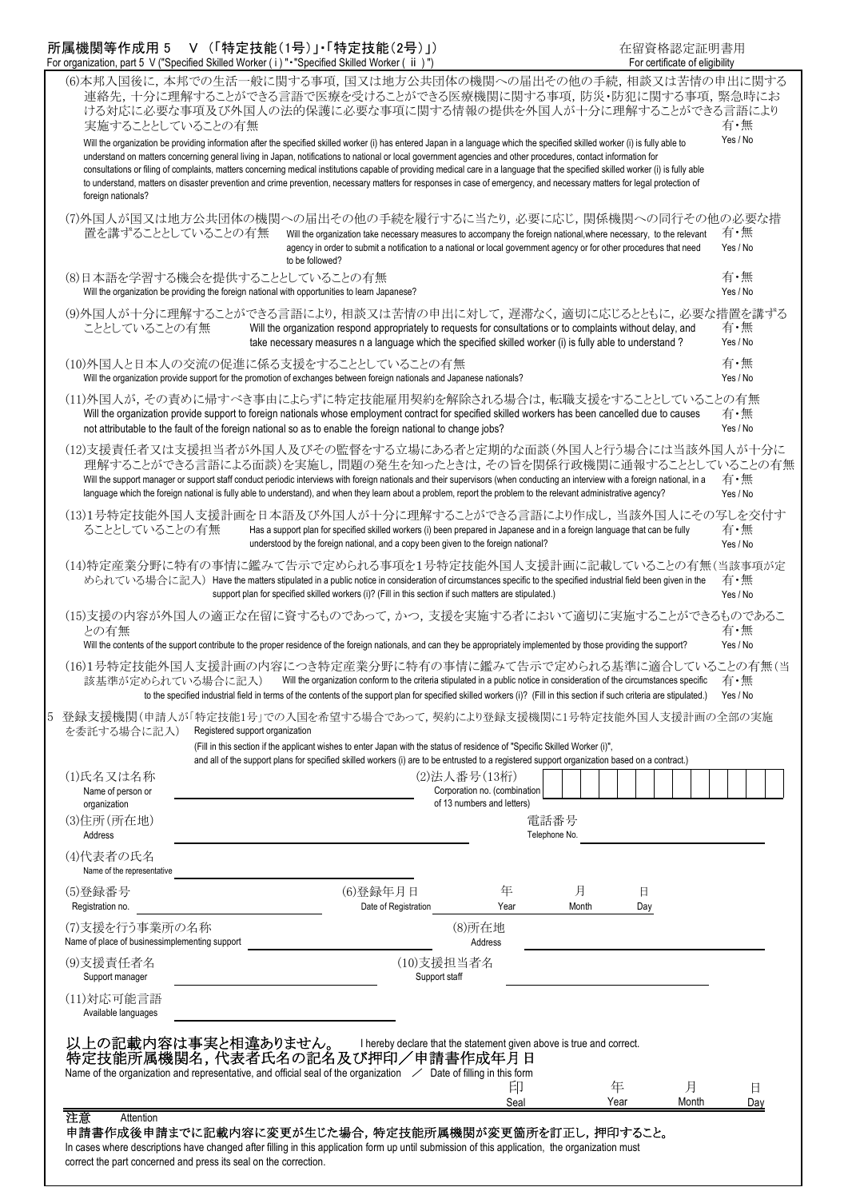所属機関等作成用 5　V（「特定技能（1号）」・「特定技能（2号）」）　　　　　　　　　　　　在留資格認定証明書用
For organization, part 5 V ("Specified Skilled Worker ( i ) "・"Specified Skilled Worker ( ii )")　　　　　　For certificate of eligibility

(6)本邦入国後に，本邦での生活一般に関する事項，国又は地方公共団体の機関への届出その他の手続，相談又は苦情の申出に関する連絡先，十分に理解することができる言語で医療を受けることができる医療機関に関する事項，防災・防犯に関する事項，緊急時における対応に必要な事項及び外国人の法的保護に必要な事項に関する情報の提供を外国人が十分に理解することができる言語により実施することとしていることの有無　　有・無
Will the organization be providing information after the specified skilled worker (i) has entered Japan in a language which the specified skilled worker (i) is fully able to understand on matters concerning general living in Japan, notifications to national or local government agencies and other procedures, contact information for consultations or filing of complaints, matters concerning medical institutions capable of providing medical care in a language that the specified skilled worker (i) is fully able to understand, matters on disaster prevention and crime prevention, necessary matters for responses in case of emergency, and necessary matters for legal protection of foreign nationals?　　Yes / No

(7)外国人が国又は地方公共団体の機関への届出その他の手続を履行するに当たり，必要に応じ，関係機関への同行その他の必要な措置を講ずることとしていることの有無　Will the organization take necessary measures to accompany the foreign national,where necessary, to the relevant agency or in order to submit a notification to a national or local government agency or for other procedures that need to be followed?　　有・無 Yes / No

(8)日本語を学習する機会を提供することとしていることの有無　　有・無
Will the organization be providing the foreign national with opportunities to learn Japanese?　　Yes / No

(9)外国人が十分に理解することができる言語により，相談又は苦情の申出に対して，遅滞なく，適切に応じるとともに，必要な措置を講ずることとしていることの有無　Will the organization respond appropriately to requests for consultations or to complaints without delay, and take necessary measures n a language which the specified skilled worker (i) is fully able to understand ?　　有・無 Yes / No

(10)外国人と日本人の交流の促進に係る支援をすることとしていることの有無　　有・無
Will the organization provide support for the promotion of exchanges between foreign nationals and Japanese nationals?　　Yes / No

(11)外国人が，その責めに帰すべき事由によらずに特定技能雇用契約を解除される場合は，転職支援をすることとしていることの有無
Will the organization provide support to foreign nationals whose employment contract for specified skilled workers has been cancelled due to causes not attributable to the fault of the foreign national so as to enable the foreign national to change jobs?　　有・無 Yes / No

(12)支援責任者又は支援担当者が外国人及びその監督をする立場にある者と定期的な面談（外国人と行う場合には当該外国人が十分に理解することができる言語による面談）を実施し，問題の発生を知ったときは，その旨を関係行政機関に通報することとしていることの有無
Will the support manager or support staff conduct periodic interviews with foreign nationals and their supervisors (when conducting an interview with a foreign national, in a language which the foreign national is fully able to understand), and when they learn about a problem, report the problem to the relevant administrative agency?　　有・無 Yes / No

(13)1号特定技能外国人支援計画を日本語及び外国人が十分に理解することができる言語により作成し，当該外国人にその写しを交付することとしていることの有無　Has a support plan for specified skilled workers (i) been prepared in Japanese and in a foreign language that can be fully understood by the foreign national, and a copy been given to the foreign national?　　有・無 Yes / No

(14)特定産業分野に特有の事情に鑑みて告示で定められる事項を1号特定技能外国人支援計画に記載していることの有無（当該事項が定められている場合に記入）Have the matters stipulated in a public notice in consideration of circumstances specific to the specified industrial field been given in the support plan for specified skilled workers (i)? (Fill in this section if such matters are stipulated.)　　有・無 Yes / No

(15)支援の内容が外国人の適正な在留に資するものであって，かつ，支援を実施する者において適切に実施することができるものであることの有無　　有・無
Will the contents of the support contribute to the proper residence of the foreign nationals, and can they be appropriately implemented by those providing the support?　　Yes / No

(16)1号特定技能外国人支援計画の内容につき特定産業分野に特有の事情に鑑みて告示で定められる基準に適合していることの有無（当該基準が定められている場合に記入）　Will the organization conform to the criteria stipulated in a public notice in consideration of the circumstances specific to the specified industrial field in terms of the contents of the support plan for specified skilled workers (i)? (Fill in this section if such criteria are stipulated.)　　有・無 Yes / No

5 登録支援機関（申請人が「特定技能1号」での入国を希望する場合であって，契約により登録支援機関に1号特定技能外国人支援計画の全部の実施を委託する場合に記入）　Registered support organization
(Fill in this section if the applicant wishes to enter Japan with the status of residence of "Specific Skilled Worker (i)", and all of the support plans for specified skilled workers (i) are to be entrusted to a registered support organization based on a contract.)

(1)氏名又は名称 Name of person or organization ＿＿＿＿　(2)法人番号（13桁） Corporation no. (combination of 13 numbers and letters) ＿＿＿＿

(3)住所（所在地） Address ＿＿＿＿　電話番号 Telephone No. ＿＿＿＿

(4)代表者の氏名 Name of the representative ＿＿＿＿

(5)登録番号 Registration no. ＿＿＿＿　(6)登録年月日 Date of Registration　年 Year　月 Month　日 Day

(7)支援を行う事業所の名称 Name of place of businessimplementing support ＿＿＿＿　(8)所在地 Address ＿＿＿＿

(9)支援責任者名 Support manager ＿＿＿＿　(10)支援担当者名 Support staff ＿＿＿＿

(11)対応可能言語 Available languages ＿＿＿＿

**以上の記載内容は事実と相違ありません。** I hereby declare that the statement given above is true and correct.
**特定技能所属機関名，代表者氏名の記名及び押印／申請書作成年月日**
Name of the organization and representative, and official seal of the organization ／ Date of filling in this form

印 Seal　　年 Year　月 Month　日 Day

注意 Attention
申請書作成後申請までに記載内容に変更が生じた場合，特定技能所属機関が変更箇所を訂正し，押印すること。
In cases where descriptions have changed after filling in this application form up until submission of this application, the organization must correct the part concerned and press its seal on the correction.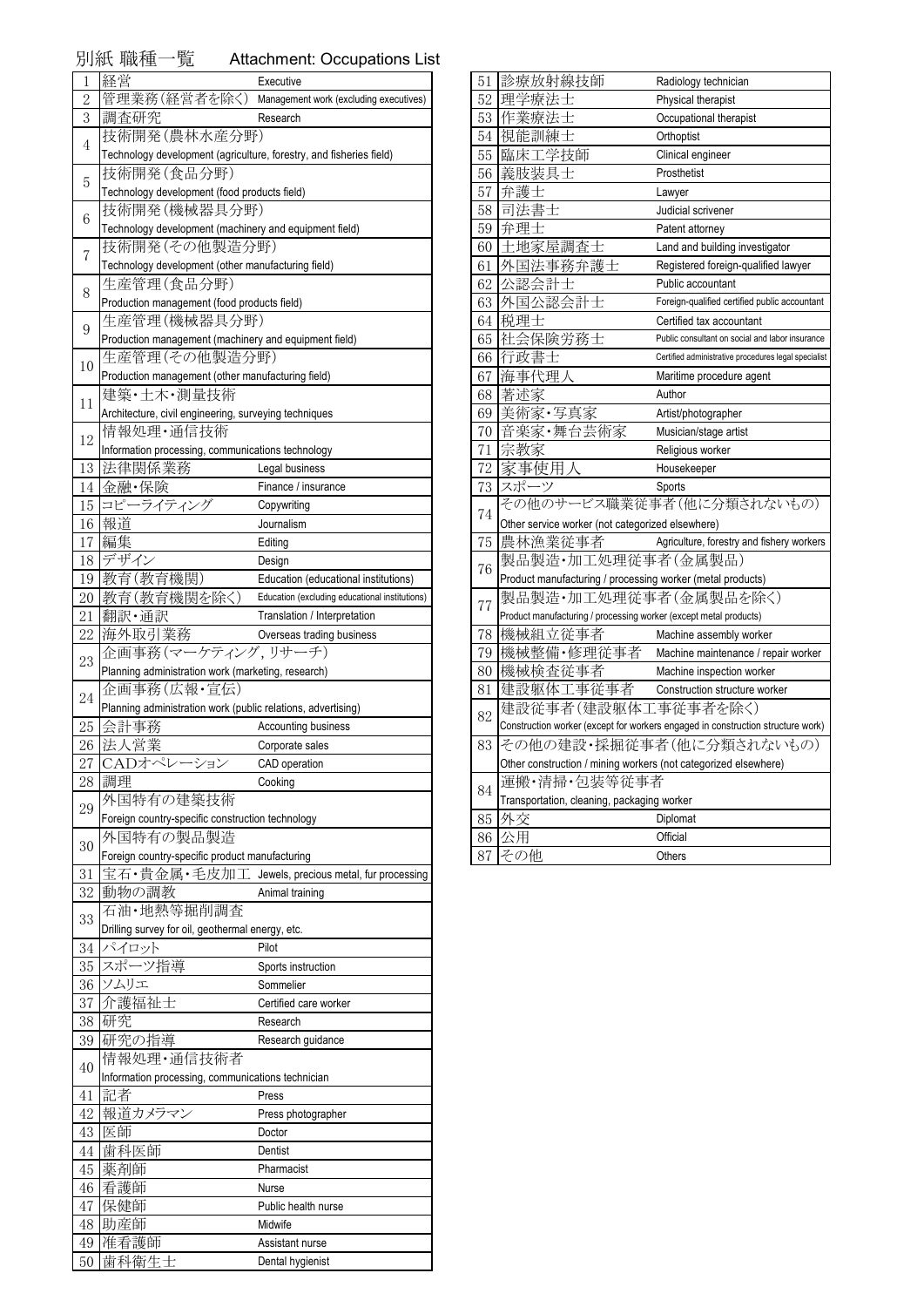# 別紙 職種一覧　Attachment: Occupations List

| | | |
|---|---|---|
| 1 | 経営 | Executive |
| 2 | 管理業務(経営者を除く) | Management work (excluding executives) |
| 3 | 調査研究 | Research |
| 4 | 技術開発(農林水産分野) | Technology development (agriculture, forestry, and fisheries field) |
| 5 | 技術開発(食品分野) | Technology development (food products field) |
| 6 | 技術開発(機械器具分野) | Technology development (machinery and equipment field) |
| 7 | 技術開発(その他製造分野) | Technology development (other manufacturing field) |
| 8 | 生産管理(食品分野) | Production management (food products field) |
| 9 | 生産管理(機械器具分野) | Production management (machinery and equipment field) |
| 10 | 生産管理(その他製造分野) | Production management (other manufacturing field) |
| 11 | 建築・土木・測量技術 | Architecture, civil engineering, surveying techniques |
| 12 | 情報処理・通信技術 | Information processing, communications technology |
| 13 | 法律関係業務 | Legal business |
| 14 | 金融・保険 | Finance / insurance |
| 15 | コピーライティング | Copywriting |
| 16 | 報道 | Journalism |
| 17 | 編集 | Editing |
| 18 | デザイン | Design |
| 19 | 教育(教育機関) | Education (educational institutions) |
| 20 | 教育(教育機関を除く) | Education (excluding educational institutions) |
| 21 | 翻訳・通訳 | Translation / Interpretation |
| 22 | 海外取引業務 | Overseas trading business |
| 23 | 企画事務(マーケティング,リサーチ) | Planning administration work (marketing, research) |
| 24 | 企画事務(広報・宣伝) | Planning administration work (public relations, advertising) |
| 25 | 会計事務 | Accounting business |
| 26 | 法人営業 | Corporate sales |
| 27 | CADオペレーション | CAD operation |
| 28 | 調理 | Cooking |
| 29 | 外国特有の建築技術 | Foreign country-specific construction technology |
| 30 | 外国特有の製品製造 | Foreign country-specific product manufacturing |
| 31 | 宝石・貴金属・毛皮加工 | Jewels, precious metal, fur processing |
| 32 | 動物の調教 | Animal training |
| 33 | 石油・地熱等掘削調査 | Drilling survey for oil, geothermal energy, etc. |
| 34 | パイロット | Pilot |
| 35 | スポーツ指導 | Sports instruction |
| 36 | ソムリエ | Sommelier |
| 37 | 介護福祉士 | Certified care worker |
| 38 | 研究 | Research |
| 39 | 研究の指導 | Research guidance |
| 40 | 情報処理・通信技術者 | Information processing, communications technician |
| 41 | 記者 | Press |
| 42 | 報道カメラマン | Press photographer |
| 43 | 医師 | Doctor |
| 44 | 歯科医師 | Dentist |
| 45 | 薬剤師 | Pharmacist |
| 46 | 看護師 | Nurse |
| 47 | 保健師 | Public health nurse |
| 48 | 助産師 | Midwife |
| 49 | 准看護師 | Assistant nurse |
| 50 | 歯科衛生士 | Dental hygienist |
| 51 | 診療放射線技師 | Radiology technician |
| 52 | 理学療法士 | Physical therapist |
| 53 | 作業療法士 | Occupational therapist |
| 54 | 視能訓練士 | Orthoptist |
| 55 | 臨床工学技師 | Clinical engineer |
| 56 | 義肢装具士 | Prosthetist |
| 57 | 弁護士 | Lawyer |
| 58 | 司法書士 | Judicial scrivener |
| 59 | 弁理士 | Patent attorney |
| 60 | 土地家屋調査士 | Land and building investigator |
| 61 | 外国法事務弁護士 | Registered foreign-qualified lawyer |
| 62 | 公認会計士 | Public accountant |
| 63 | 外国公認会計士 | Foreign-qualified certified public accountant |
| 64 | 税理士 | Certified tax accountant |
| 65 | 社会保険労務士 | Public consultant on social and labor insurance |
| 66 | 行政書士 | Certified administrative procedures legal specialist |
| 67 | 海事代理人 | Maritime procedure agent |
| 68 | 著述家 | Author |
| 69 | 美術家・写真家 | Artist/photographer |
| 70 | 音楽家・舞台芸術家 | Musician/stage artist |
| 71 | 宗教家 | Religious worker |
| 72 | 家事使用人 | Housekeeper |
| 73 | スポーツ | Sports |
| 74 | その他のサービス職業従事者(他に分類されないもの) | Other service worker (not categorized elsewhere) |
| 75 | 農林漁業従事者 | Agriculture, forestry and fishery workers |
| 76 | 製品製造・加工処理従事者(金属製品) | Product manufacturing / processing worker (metal products) |
| 77 | 製品製造・加工処理従事者(金属製品を除く) | Product manufacturing / processing worker (except metal products) |
| 78 | 機械組立従事者 | Machine assembly worker |
| 79 | 機械整備・修理従事者 | Machine maintenance / repair worker |
| 80 | 機械検査従事者 | Machine inspection worker |
| 81 | 建設躯体工事従事者 | Construction structure worker |
| 82 | 建設従事者(建設躯体工事従事者を除く) | Construction worker (except for workers engaged in construction structure work) |
| 83 | その他の建設・採掘従事者(他に分類されないもの) | Other construction / mining workers (not categorized elsewhere) |
| 84 | 運搬・清掃・包装等従事者 | Transportation, cleaning, packaging worker |
| 85 | 外交 | Diplomat |
| 86 | 公用 | Official |
| 87 | その他 | Others |